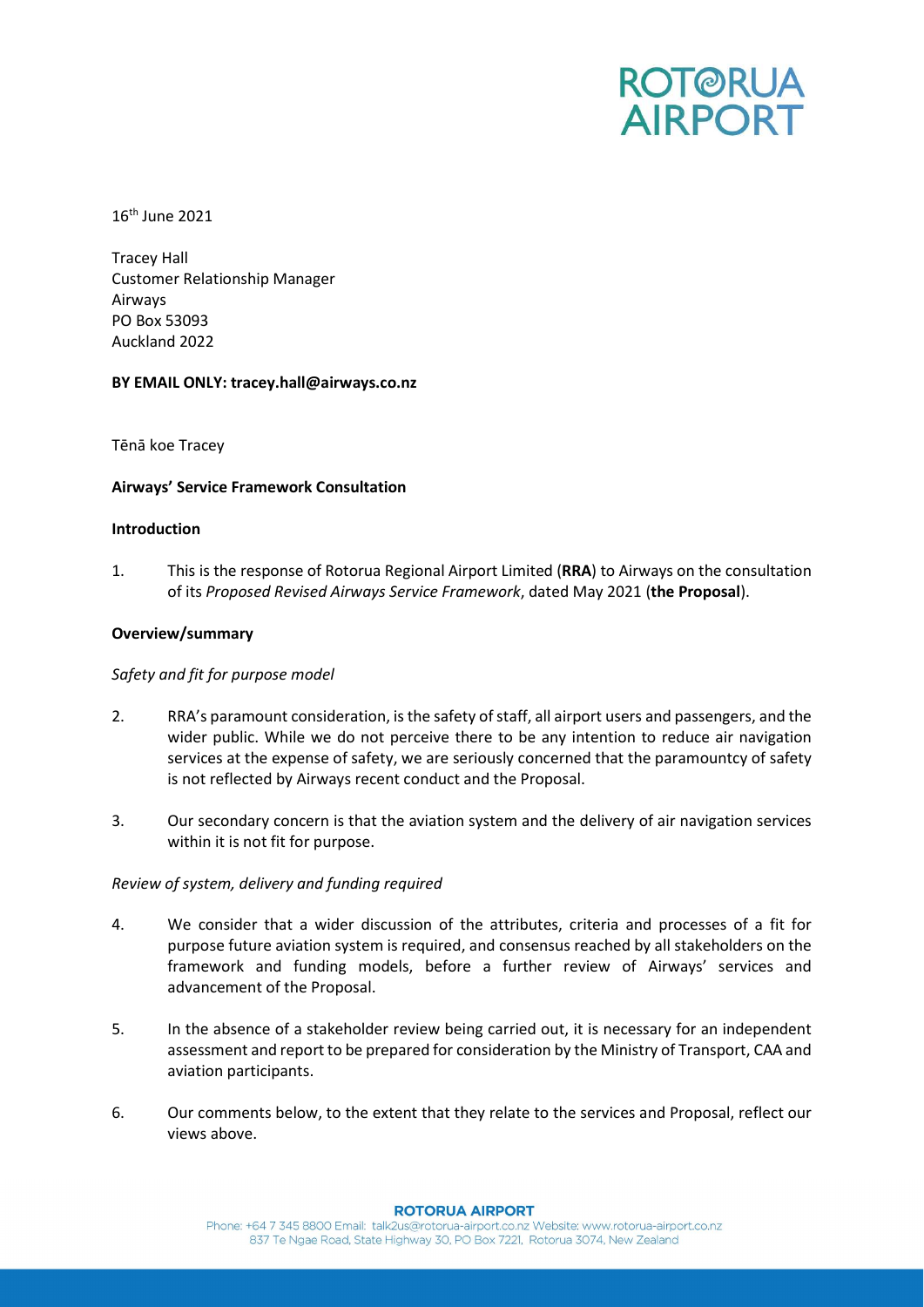ROTORUA AIRPORT

16th June 2021

Tracey Hall
Customer Relationship Manager
Airways
PO Box 53093
Auckland 2022

**BY EMAIL ONLY: tracey.hall@airways.co.nz**

Tēnā koe Tracey

**Airways' Service Framework Consultation**

**Introduction**

1. This is the response of Rotorua Regional Airport Limited (**RRA**) to Airways on the consultation of its *Proposed Revised Airways Service Framework*, dated May 2021 (**the Proposal**).

**Overview/summary**

*Safety and fit for purpose model*

2. RRA's paramount consideration, is the safety of staff, all airport users and passengers, and the wider public. While we do not perceive there to be any intention to reduce air navigation services at the expense of safety, we are seriously concerned that the paramountcy of safety is not reflected by Airways recent conduct and the Proposal.

3. Our secondary concern is that the aviation system and the delivery of air navigation services within it is not fit for purpose.

*Review of system, delivery and funding required*

4. We consider that a wider discussion of the attributes, criteria and processes of a fit for purpose future aviation system is required, and consensus reached by all stakeholders on the framework and funding models, before a further review of Airways' services and advancement of the Proposal.

5. In the absence of a stakeholder review being carried out, it is necessary for an independent assessment and report to be prepared for consideration by the Ministry of Transport, CAA and aviation participants.

6. Our comments below, to the extent that they relate to the services and Proposal, reflect our views above.

**ROTORUA AIRPORT**
Phone: +64 7 345 8800 Email: talk2us@rotorua-airport.co.nz Website: www.rotorua-airport.co.nz
837 Te Ngae Road, State Highway 30, PO Box 7221, Rotorua 3074, New Zealand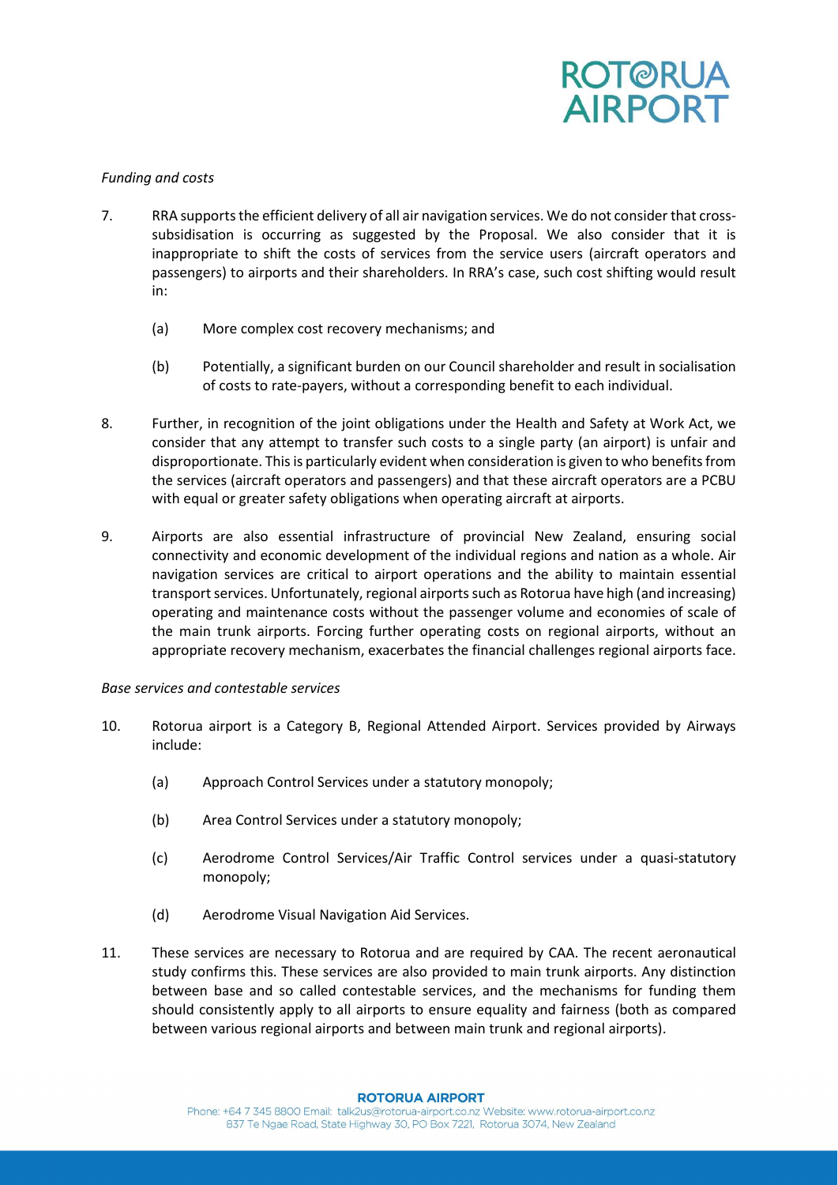*Funding and costs*

7. RRA supports the efficient delivery of all air navigation services. We do not consider that cross-subsidisation is occurring as suggested by the Proposal. We also consider that it is inappropriate to shift the costs of services from the service users (aircraft operators and passengers) to airports and their shareholders. In RRA's case, such cost shifting would result in:

   (a) More complex cost recovery mechanisms; and

   (b) Potentially, a significant burden on our Council shareholder and result in socialisation of costs to rate-payers, without a corresponding benefit to each individual.

8. Further, in recognition of the joint obligations under the Health and Safety at Work Act, we consider that any attempt to transfer such costs to a single party (an airport) is unfair and disproportionate. This is particularly evident when consideration is given to who benefits from the services (aircraft operators and passengers) and that these aircraft operators are a PCBU with equal or greater safety obligations when operating aircraft at airports.

9. Airports are also essential infrastructure of provincial New Zealand, ensuring social connectivity and economic development of the individual regions and nation as a whole. Air navigation services are critical to airport operations and the ability to maintain essential transport services. Unfortunately, regional airports such as Rotorua have high (and increasing) operating and maintenance costs without the passenger volume and economies of scale of the main trunk airports. Forcing further operating costs on regional airports, without an appropriate recovery mechanism, exacerbates the financial challenges regional airports face.

*Base services and contestable services*

10. Rotorua airport is a Category B, Regional Attended Airport. Services provided by Airways include:

    (a) Approach Control Services under a statutory monopoly;

    (b) Area Control Services under a statutory monopoly;

    (c) Aerodrome Control Services/Air Traffic Control services under a quasi-statutory monopoly;

    (d) Aerodrome Visual Navigation Aid Services.

11. These services are necessary to Rotorua and are required by CAA. The recent aeronautical study confirms this. These services are also provided to main trunk airports. Any distinction between base and so called contestable services, and the mechanisms for funding them should consistently apply to all airports to ensure equality and fairness (both as compared between various regional airports and between main trunk and regional airports).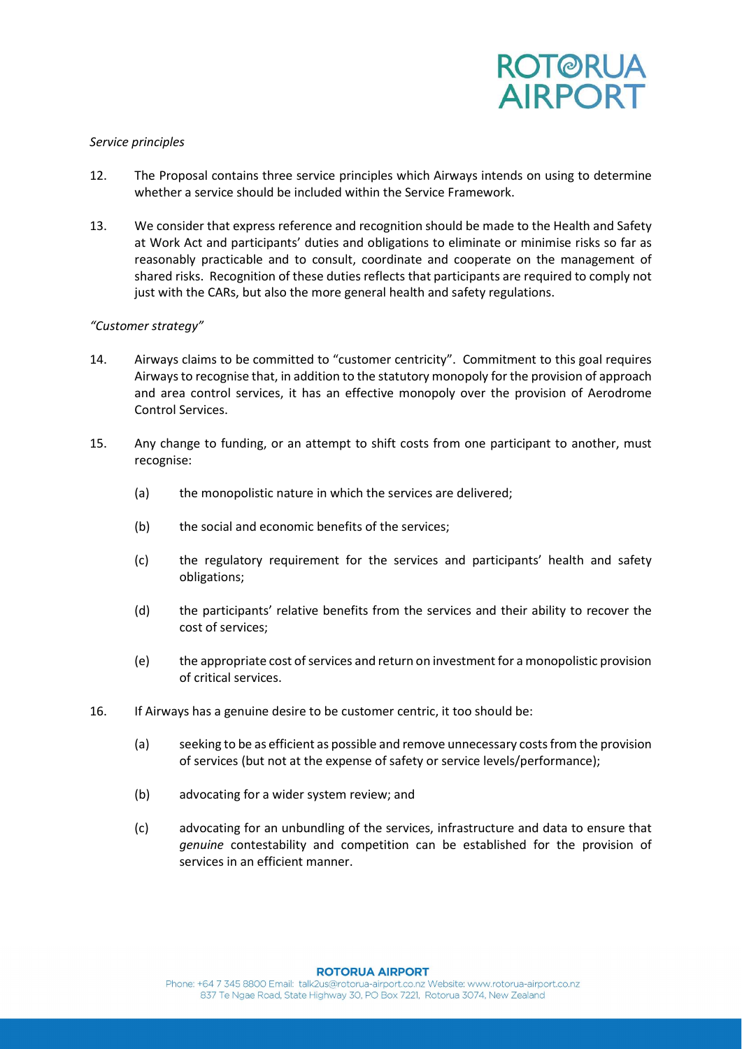*Service principles*

12. The Proposal contains three service principles which Airways intends on using to determine whether a service should be included within the Service Framework.

13. We consider that express reference and recognition should be made to the Health and Safety at Work Act and participants' duties and obligations to eliminate or minimise risks so far as reasonably practicable and to consult, coordinate and cooperate on the management of shared risks. Recognition of these duties reflects that participants are required to comply not just with the CARs, but also the more general health and safety regulations.

*"Customer strategy"*

14. Airways claims to be committed to "customer centricity". Commitment to this goal requires Airways to recognise that, in addition to the statutory monopoly for the provision of approach and area control services, it has an effective monopoly over the provision of Aerodrome Control Services.

15. Any change to funding, or an attempt to shift costs from one participant to another, must recognise:

    (a) the monopolistic nature in which the services are delivered;

    (b) the social and economic benefits of the services;

    (c) the regulatory requirement for the services and participants' health and safety obligations;

    (d) the participants' relative benefits from the services and their ability to recover the cost of services;

    (e) the appropriate cost of services and return on investment for a monopolistic provision of critical services.

16. If Airways has a genuine desire to be customer centric, it too should be:

    (a) seeking to be as efficient as possible and remove unnecessary costs from the provision of services (but not at the expense of safety or service levels/performance);

    (b) advocating for a wider system review; and

    (c) advocating for an unbundling of the services, infrastructure and data to ensure that *genuine* contestability and competition can be established for the provision of services in an efficient manner.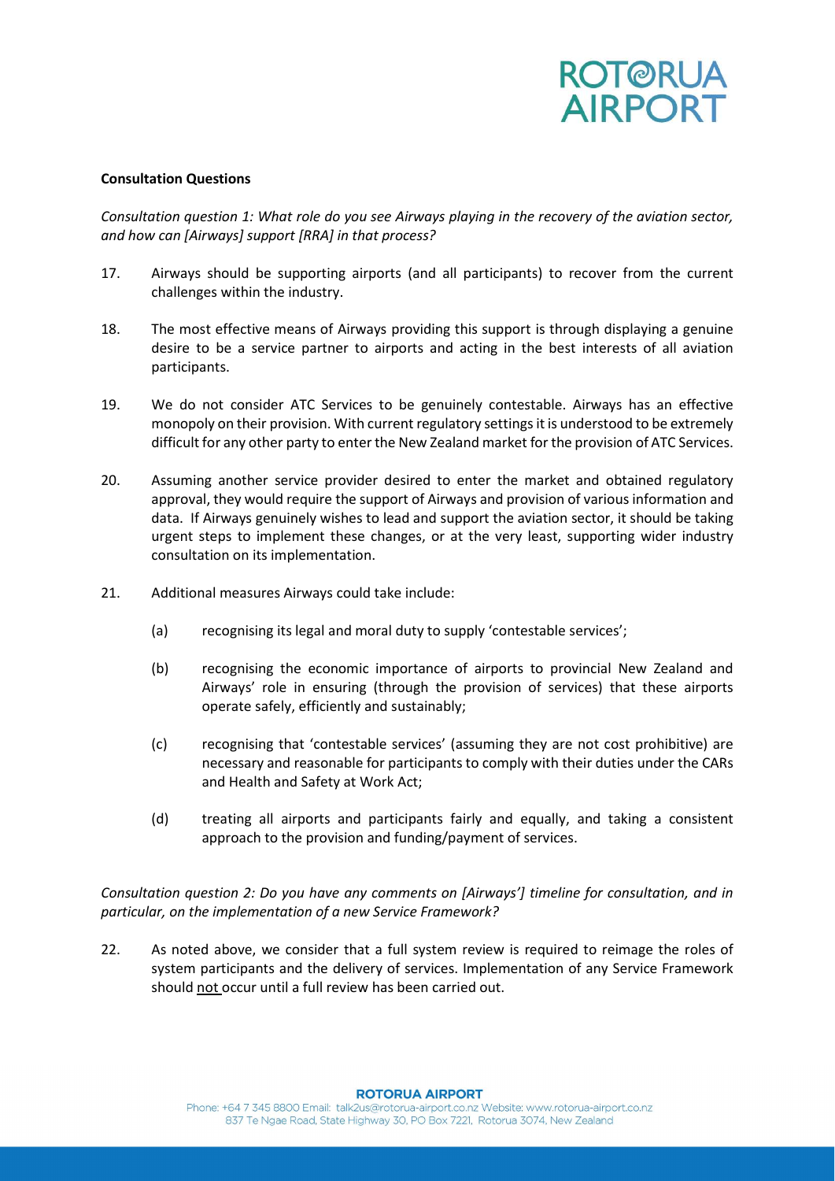**Consultation Questions**

*Consultation question 1: What role do you see Airways playing in the recovery of the aviation sector, and how can [Airways] support [RRA] in that process?*

17. Airways should be supporting airports (and all participants) to recover from the current challenges within the industry.

18. The most effective means of Airways providing this support is through displaying a genuine desire to be a service partner to airports and acting in the best interests of all aviation participants.

19. We do not consider ATC Services to be genuinely contestable. Airways has an effective monopoly on their provision. With current regulatory settings it is understood to be extremely difficult for any other party to enter the New Zealand market for the provision of ATC Services.

20. Assuming another service provider desired to enter the market and obtained regulatory approval, they would require the support of Airways and provision of various information and data. If Airways genuinely wishes to lead and support the aviation sector, it should be taking urgent steps to implement these changes, or at the very least, supporting wider industry consultation on its implementation.

21. Additional measures Airways could take include:

    (a) recognising its legal and moral duty to supply 'contestable services';

    (b) recognising the economic importance of airports to provincial New Zealand and Airways' role in ensuring (through the provision of services) that these airports operate safely, efficiently and sustainably;

    (c) recognising that 'contestable services' (assuming they are not cost prohibitive) are necessary and reasonable for participants to comply with their duties under the CARs and Health and Safety at Work Act;

    (d) treating all airports and participants fairly and equally, and taking a consistent approach to the provision and funding/payment of services.

*Consultation question 2: Do you have any comments on [Airways'] timeline for consultation, and in particular, on the implementation of a new Service Framework?*

22. As noted above, we consider that a full system review is required to reimage the roles of system participants and the delivery of services. Implementation of any Service Framework should <u>not</u> occur until a full review has been carried out.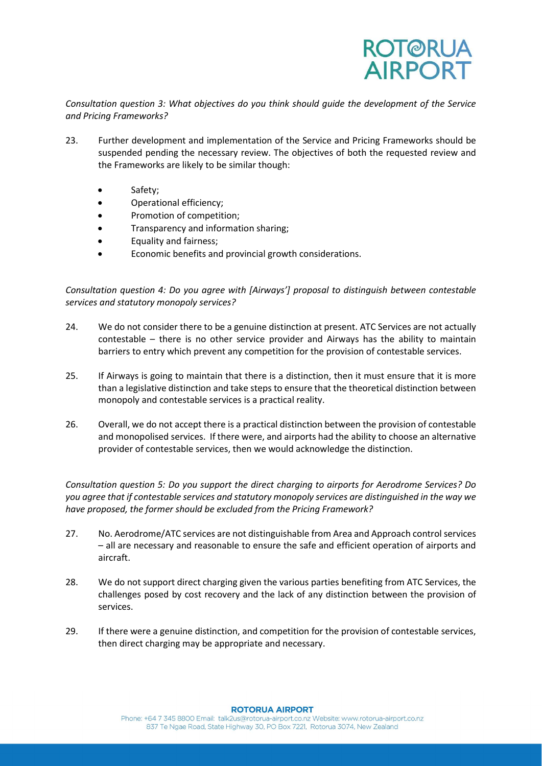*Consultation question 3: What objectives do you think should guide the development of the Service and Pricing Frameworks?*

23. Further development and implementation of the Service and Pricing Frameworks should be suspended pending the necessary review. The objectives of both the requested review and the Frameworks are likely to be similar though:

    - Safety;
    - Operational efficiency;
    - Promotion of competition;
    - Transparency and information sharing;
    - Equality and fairness;
    - Economic benefits and provincial growth considerations.

*Consultation question 4: Do you agree with [Airways'] proposal to distinguish between contestable services and statutory monopoly services?*

24. We do not consider there to be a genuine distinction at present. ATC Services are not actually contestable – there is no other service provider and Airways has the ability to maintain barriers to entry which prevent any competition for the provision of contestable services.

25. If Airways is going to maintain that there is a distinction, then it must ensure that it is more than a legislative distinction and take steps to ensure that the theoretical distinction between monopoly and contestable services is a practical reality.

26. Overall, we do not accept there is a practical distinction between the provision of contestable and monopolised services. If there were, and airports had the ability to choose an alternative provider of contestable services, then we would acknowledge the distinction.

*Consultation question 5: Do you support the direct charging to airports for Aerodrome Services? Do you agree that if contestable services and statutory monopoly services are distinguished in the way we have proposed, the former should be excluded from the Pricing Framework?*

27. No. Aerodrome/ATC services are not distinguishable from Area and Approach control services – all are necessary and reasonable to ensure the safe and efficient operation of airports and aircraft.

28. We do not support direct charging given the various parties benefiting from ATC Services, the challenges posed by cost recovery and the lack of any distinction between the provision of services.

29. If there were a genuine distinction, and competition for the provision of contestable services, then direct charging may be appropriate and necessary.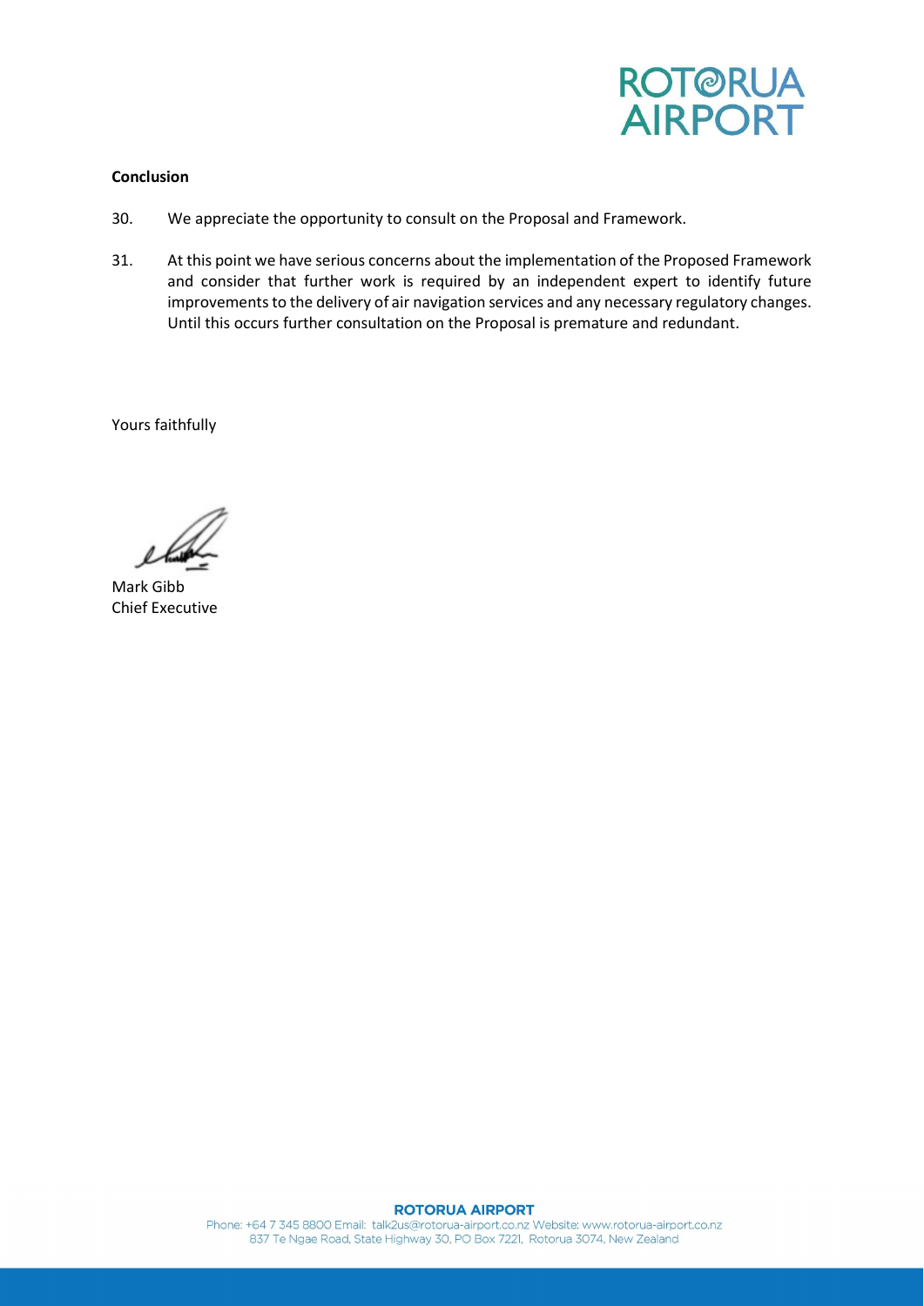**Conclusion**

30. We appreciate the opportunity to consult on the Proposal and Framework.

31. At this point we have serious concerns about the implementation of the Proposed Framework and consider that further work is required by an independent expert to identify future improvements to the delivery of air navigation services and any necessary regulatory changes. Until this occurs further consultation on the Proposal is premature and redundant.

Yours faithfully

Mark Gibb
Chief Executive